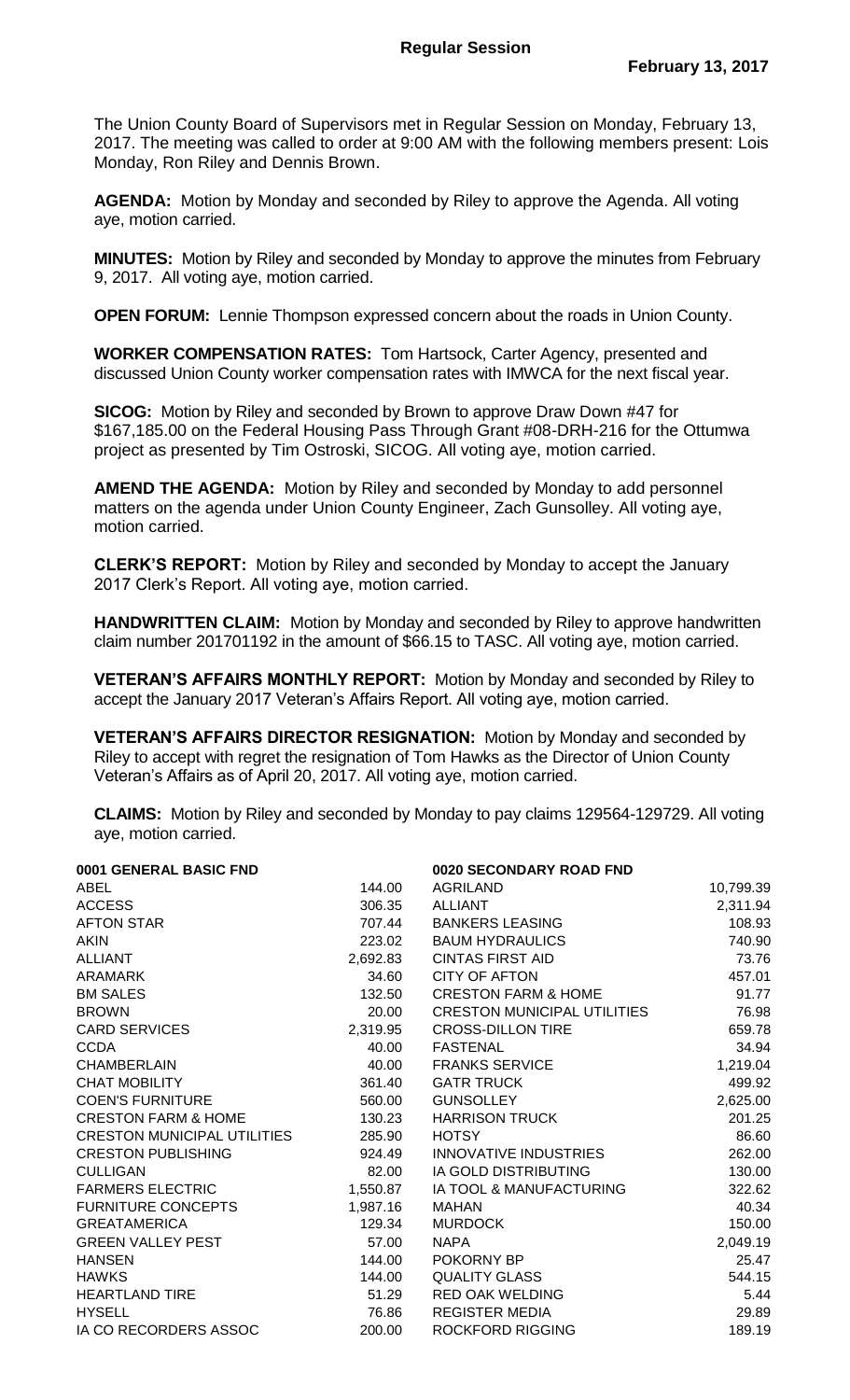**Regular Session**

**February 13, 2017**

The Union County Board of Supervisors met in Regular Session on Monday, February 13, 2017. The meeting was called to order at 9:00 AM with the following members present: Lois Monday, Ron Riley and Dennis Brown.

**AGENDA:** Motion by Monday and seconded by Riley to approve the Agenda. All voting aye, motion carried.

**MINUTES:** Motion by Riley and seconded by Monday to approve the minutes from February 9, 2017. All voting aye, motion carried.

**OPEN FORUM:** Lennie Thompson expressed concern about the roads in Union County.

**WORKER COMPENSATION RATES:** Tom Hartsock, Carter Agency, presented and discussed Union County worker compensation rates with IMWCA for the next fiscal year.

**SICOG:** Motion by Riley and seconded by Brown to approve Draw Down #47 for $167,185.00 on the Federal Housing Pass Through Grant #08-DRH-216 for the Ottumwa project as presented by Tim Ostroski, SICOG. All voting aye, motion carried.

**AMEND THE AGENDA:** Motion by Riley and seconded by Monday to add personnel matters on the agenda under Union County Engineer, Zach Gunsolley. All voting aye, motion carried.

**CLERK'S REPORT:** Motion by Riley and seconded by Monday to accept the January 2017 Clerk's Report. All voting aye, motion carried.

**HANDWRITTEN CLAIM:** Motion by Monday and seconded by Riley to approve handwritten claim number 201701192 in the amount of $66.15 to TASC. All voting aye, motion carried.

**VETERAN'S AFFAIRS MONTHLY REPORT:** Motion by Monday and seconded by Riley to accept the January 2017 Veteran's Affairs Report. All voting aye, motion carried.

**VETERAN'S AFFAIRS DIRECTOR RESIGNATION:** Motion by Monday and seconded by Riley to accept with regret the resignation of Tom Hawks as the Director of Union County Veteran's Affairs as of April 20, 2017. All voting aye, motion carried.

**CLAIMS:** Motion by Riley and seconded by Monday to pay claims 129564-129729. All voting aye, motion carried.

| **0001 GENERAL BASIC FND** | | **0020 SECONDARY ROAD FND** | |
|---|---|---|---|
| ABEL | 144.00 | AGRILAND | 10,799.39 |
| ACCESS | 306.35 | ALLIANT | 2,311.94 |
| AFTON STAR | 707.44 | BANKERS LEASING | 108.93 |
| AKIN | 223.02 | BAUM HYDRAULICS | 740.90 |
| ALLIANT | 2,692.83 | CINTAS FIRST AID | 73.76 |
| ARAMARK | 34.60 | CITY OF AFTON | 457.01 |
| BM SALES | 132.50 | CRESTON FARM & HOME | 91.77 |
| BROWN | 20.00 | CRESTON MUNICIPAL UTILITIES | 76.98 |
| CARD SERVICES | 2,319.95 | CROSS-DILLON TIRE | 659.78 |
| CCDA | 40.00 | FASTENAL | 34.94 |
| CHAMBERLAIN | 40.00 | FRANKS SERVICE | 1,219.04 |
| CHAT MOBILITY | 361.40 | GATR TRUCK | 499.92 |
| COEN'S FURNITURE | 560.00 | GUNSOLLEY | 2,625.00 |
| CRESTON FARM & HOME | 130.23 | HARRISON TRUCK | 201.25 |
| CRESTON MUNICIPAL UTILITIES | 285.90 | HOTSY | 86.60 |
| CRESTON PUBLISHING | 924.49 | INNOVATIVE INDUSTRIES | 262.00 |
| CULLIGAN | 82.00 | IA GOLD DISTRIBUTING | 130.00 |
| FARMERS ELECTRIC | 1,550.87 | IA TOOL & MANUFACTURING | 322.62 |
| FURNITURE CONCEPTS | 1,987.16 | MAHAN | 40.34 |
| GREATAMERICA | 129.34 | MURDOCK | 150.00 |
| GREEN VALLEY PEST | 57.00 | NAPA | 2,049.19 |
| HANSEN | 144.00 | POKORNY BP | 25.47 |
| HAWKS | 144.00 | QUALITY GLASS | 544.15 |
| HEARTLAND TIRE | 51.29 | RED OAK WELDING | 5.44 |
| HYSELL | 76.86 | REGISTER MEDIA | 29.89 |
| IA CO RECORDERS ASSOC | 200.00 | ROCKFORD RIGGING | 189.19 |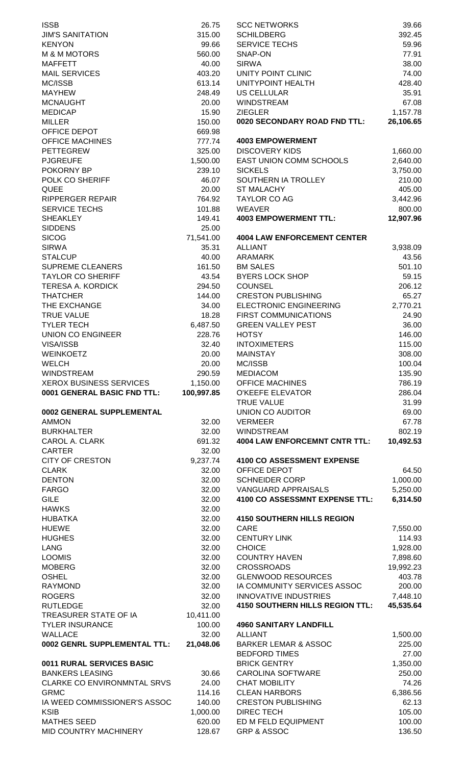| | |
|---|---|
| ISSB | 26.75 |
| JIM'S SANITATION | 315.00 |
| KENYON | 99.66 |
| M & M MOTORS | 560.00 |
| MAFFETT | 40.00 |
| MAIL SERVICES | 403.20 |
| MC/ISSB | 613.14 |
| MAYHEW | 248.49 |
| MCNAUGHT | 20.00 |
| MEDICAP | 15.90 |
| MILLER | 150.00 |
| OFFICE DEPOT | 669.98 |
| OFFICE MACHINES | 777.74 |
| PETTEGREW | 325.00 |
| PJGREUFE | 1,500.00 |
| POKORNY BP | 239.10 |
| POLK CO SHERIFF | 46.07 |
| QUEE | 20.00 |
| RIPPERGER REPAIR | 764.92 |
| SERVICE TECHS | 101.88 |
| SHEAKLEY | 149.41 |
| SIDDENS | 25.00 |
| SICOG | 71,541.00 |
| SIRWA | 35.31 |
| STALCUP | 40.00 |
| SUPREME CLEANERS | 161.50 |
| TAYLOR CO SHERIFF | 43.54 |
| TERESA A. KORDICK | 294.50 |
| THATCHER | 144.00 |
| THE EXCHANGE | 34.00 |
| TRUE VALUE | 18.28 |
| TYLER TECH | 6,487.50 |
| UNION CO ENGINEER | 228.76 |
| VISA/ISSB | 32.40 |
| WEINKOETZ | 20.00 |
| WELCH | 20.00 |
| WINDSTREAM | 290.59 |
| XEROX BUSINESS SERVICES | 1,150.00 |
| **0001 GENERAL BASIC FND TTL:** | **100,997.85** |

**0002 GENERAL SUPPLEMENTAL**

| | |
|---|---|
| AMMON | 32.00 |
| BURKHALTER | 32.00 |
| CAROL A. CLARK | 691.32 |
| CARTER | 32.00 |
| CITY OF CRESTON | 9,237.74 |
| CLARK | 32.00 |
| DENTON | 32.00 |
| FARGO | 32.00 |
| GILE | 32.00 |
| HAWKS | 32.00 |
| HUBATKA | 32.00 |
| HUEWE | 32.00 |
| HUGHES | 32.00 |
| LANG | 32.00 |
| LOOMIS | 32.00 |
| MOBERG | 32.00 |
| OSHEL | 32.00 |
| RAYMOND | 32.00 |
| ROGERS | 32.00 |
| RUTLEDGE | 32.00 |
| TREASURER STATE OF IA | 10,411.00 |
| TYLER INSURANCE | 100.00 |
| WALLACE | 32.00 |
| **0002 GENRL SUPPLEMENTAL TTL:** | **21,048.06** |

**0011 RURAL SERVICES BASIC**

| | |
|---|---|
| BANKERS LEASING | 30.66 |
| CLARKE CO ENVIRONMNTAL SRVS | 24.00 |
| GRMC | 114.16 |
| IA WEED COMMISSIONER'S ASSOC | 140.00 |
| KSIB | 1,000.00 |
| MATHES SEED | 620.00 |
| MID COUNTRY MACHINERY | 128.67 |
| SCC NETWORKS | 39.66 |
| SCHILDBERG | 392.45 |
| SERVICE TECHS | 59.96 |
| SNAP-ON | 77.91 |
| SIRWA | 38.00 |
| UNITY POINT CLINIC | 74.00 |
| UNITYPOINT HEALTH | 428.40 |
| US CELLULAR | 35.91 |
| WINDSTREAM | 67.08 |
| ZIEGLER | 1,157.78 |
| **0020 SECONDARY ROAD FND TTL:** | **26,106.65** |

**4003 EMPOWERMENT**

| | |
|---|---|
| DISCOVERY KIDS | 1,660.00 |
| EAST UNION COMM SCHOOLS | 2,640.00 |
| SICKELS | 3,750.00 |
| SOUTHERN IA TROLLEY | 210.00 |
| ST MALACHY | 405.00 |
| TAYLOR CO AG | 3,442.96 |
| WEAVER | 800.00 |
| **4003 EMPOWERMENT TTL:** | **12,907.96** |

**4004 LAW ENFORCEMENT CENTER**

| | |
|---|---|
| ALLIANT | 3,938.09 |
| ARAMARK | 43.56 |
| BM SALES | 501.10 |
| BYERS LOCK SHOP | 59.15 |
| COUNSEL | 206.12 |
| CRESTON PUBLISHING | 65.27 |
| ELECTRONIC ENGINEERING | 2,770.21 |
| FIRST COMMUNICATIONS | 24.90 |
| GREEN VALLEY PEST | 36.00 |
| HOTSY | 146.00 |
| INTOXIMETERS | 115.00 |
| MAINSTAY | 308.00 |
| MC/ISSB | 100.04 |
| MEDIACOM | 135.90 |
| OFFICE MACHINES | 786.19 |
| O'KEEFE ELEVATOR | 286.04 |
| TRUE VALUE | 31.99 |
| UNION CO AUDITOR | 69.00 |
| VERMEER | 67.78 |
| WINDSTREAM | 802.19 |
| **4004 LAW ENFORCEMNT CNTR TTL:** | **10,492.53** |

**4100 CO ASSESSMENT EXPENSE**

| | |
|---|---|
| OFFICE DEPOT | 64.50 |
| SCHNEIDER CORP | 1,000.00 |
| VANGUARD APPRAISALS | 5,250.00 |
| **4100 CO ASSESSMNT EXPENSE TTL:** | **6,314.50** |

**4150 SOUTHERN HILLS REGION**

| | |
|---|---|
| CARE | 7,550.00 |
| CENTURY LINK | 114.93 |
| CHOICE | 1,928.00 |
| COUNTRY HAVEN | 7,898.60 |
| CROSSROADS | 19,992.23 |
| GLENWOOD RESOURCES | 403.78 |
| IA COMMUNITY SERVICES ASSOC | 200.00 |
| INNOVATIVE INDUSTRIES | 7,448.10 |
| **4150 SOUTHERN HILLS REGION TTL:** | **45,535.64** |

**4960 SANITARY LANDFILL**

| | |
|---|---|
| ALLIANT | 1,500.00 |
| BARKER LEMAR & ASSOC | 225.00 |
| BEDFORD TIMES | 27.00 |
| BRICK GENTRY | 1,350.00 |
| CAROLINA SOFTWARE | 250.00 |
| CHAT MOBILITY | 74.26 |
| CLEAN HARBORS | 6,386.56 |
| CRESTON PUBLISHING | 62.13 |
| DIREC TECH | 105.00 |
| ED M FELD EQUIPMENT | 100.00 |
| GRP & ASSOC | 136.50 |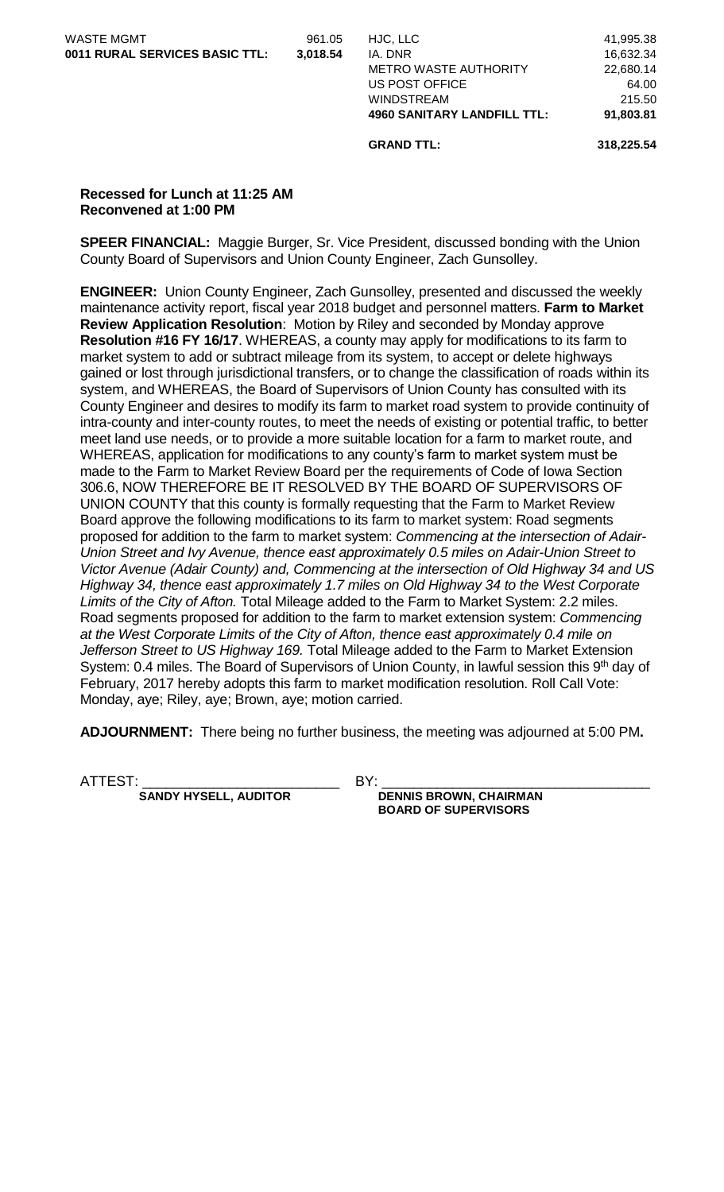| | | | |
|---|---|---|---|
| WASTE MGMT | 961.05 | HJC, LLC | 41,995.38 |
| **0011 RURAL SERVICES BASIC TTL:** | **3,018.54** | IA. DNR | 16,632.34 |
| | | METRO WASTE AUTHORITY | 22,680.14 |
| | | US POST OFFICE | 64.00 |
| | | WINDSTREAM | 215.50 |
| | | **4960 SANITARY LANDFILL TTL:** | **91,803.81** |
| | | **GRAND TTL:** | **318,225.54** |

**Recessed for Lunch at 11:25 AM**
**Reconvened at 1:00 PM**

**SPEER FINANCIAL:** Maggie Burger, Sr. Vice President, discussed bonding with the Union County Board of Supervisors and Union County Engineer, Zach Gunsolley.

**ENGINEER:** Union County Engineer, Zach Gunsolley, presented and discussed the weekly maintenance activity report, fiscal year 2018 budget and personnel matters. **Farm to Market Review Application Resolution**: Motion by Riley and seconded by Monday approve **Resolution #16 FY 16/17**. WHEREAS, a county may apply for modifications to its farm to market system to add or subtract mileage from its system, to accept or delete highways gained or lost through jurisdictional transfers, or to change the classification of roads within its system, and WHEREAS, the Board of Supervisors of Union County has consulted with its County Engineer and desires to modify its farm to market road system to provide continuity of intra-county and inter-county routes, to meet the needs of existing or potential traffic, to better meet land use needs, or to provide a more suitable location for a farm to market route, and WHEREAS, application for modifications to any county's farm to market system must be made to the Farm to Market Review Board per the requirements of Code of Iowa Section 306.6, NOW THEREFORE BE IT RESOLVED BY THE BOARD OF SUPERVISORS OF UNION COUNTY that this county is formally requesting that the Farm to Market Review Board approve the following modifications to its farm to market system: Road segments proposed for addition to the farm to market system: *Commencing at the intersection of Adair-Union Street and Ivy Avenue, thence east approximately 0.5 miles on Adair-Union Street to Victor Avenue (Adair County) and, Commencing at the intersection of Old Highway 34 and US Highway 34, thence east approximately 1.7 miles on Old Highway 34 to the West Corporate Limits of the City of Afton.* Total Mileage added to the Farm to Market System: 2.2 miles. Road segments proposed for addition to the farm to market extension system: *Commencing at the West Corporate Limits of the City of Afton, thence east approximately 0.4 mile on Jefferson Street to US Highway 169.* Total Mileage added to the Farm to Market Extension System: 0.4 miles. The Board of Supervisors of Union County, in lawful session this 9th day of February, 2017 hereby adopts this farm to market modification resolution. Roll Call Vote: Monday, aye; Riley, aye; Brown, aye; motion carried.

**ADJOURNMENT:** There being no further business, the meeting was adjourned at 5:00 PM**.**

ATTEST: ___________________________ BY: ___________________________________

**SANDY HYSELL, AUDITOR** **DENNIS BROWN, CHAIRMAN**
**BOARD OF SUPERVISORS**